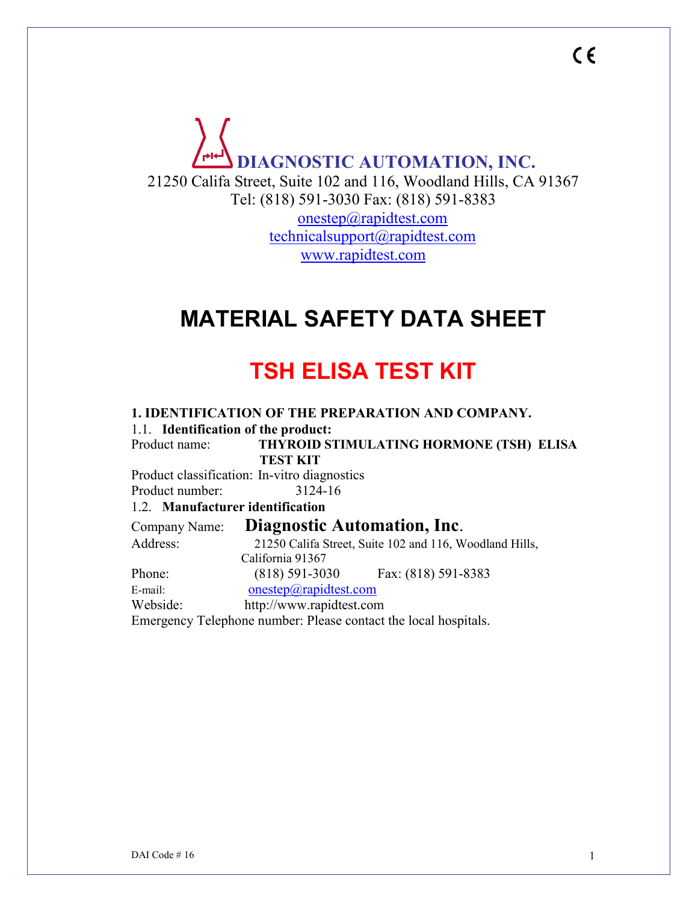CE

**DIAGNOSTIC AUTOMATION, INC.**

21250 Califa Street, Suite 102 and 116, Woodland Hills, CA 91367
Tel: (818) 591-3030 Fax: (818) 591-8383
onestep@rapidtest.com
technicalsupport@rapidtest.com
www.rapidtest.com

# MATERIAL SAFETY DATA SHEET

# TSH ELISA TEST KIT

**1. IDENTIFICATION OF THE PREPARATION AND COMPANY.**

1.1. **Identification of the product:**

Product name: **THYROID STIMULATING HORMONE (TSH) ELISA TEST KIT**

Product classification: In-vitro diagnostics

Product number: 3124-16

1.2. **Manufacturer identification**

Company Name: **Diagnostic Automation, Inc.**

Address: 21250 Califa Street, Suite 102 and 116, Woodland Hills, California 91367

Phone: (818) 591-3030 Fax: (818) 591-8383

E-mail: onestep@rapidtest.com

Webside: http://www.rapidtest.com

Emergency Telephone number: Please contact the local hospitals.

DAI Code # 16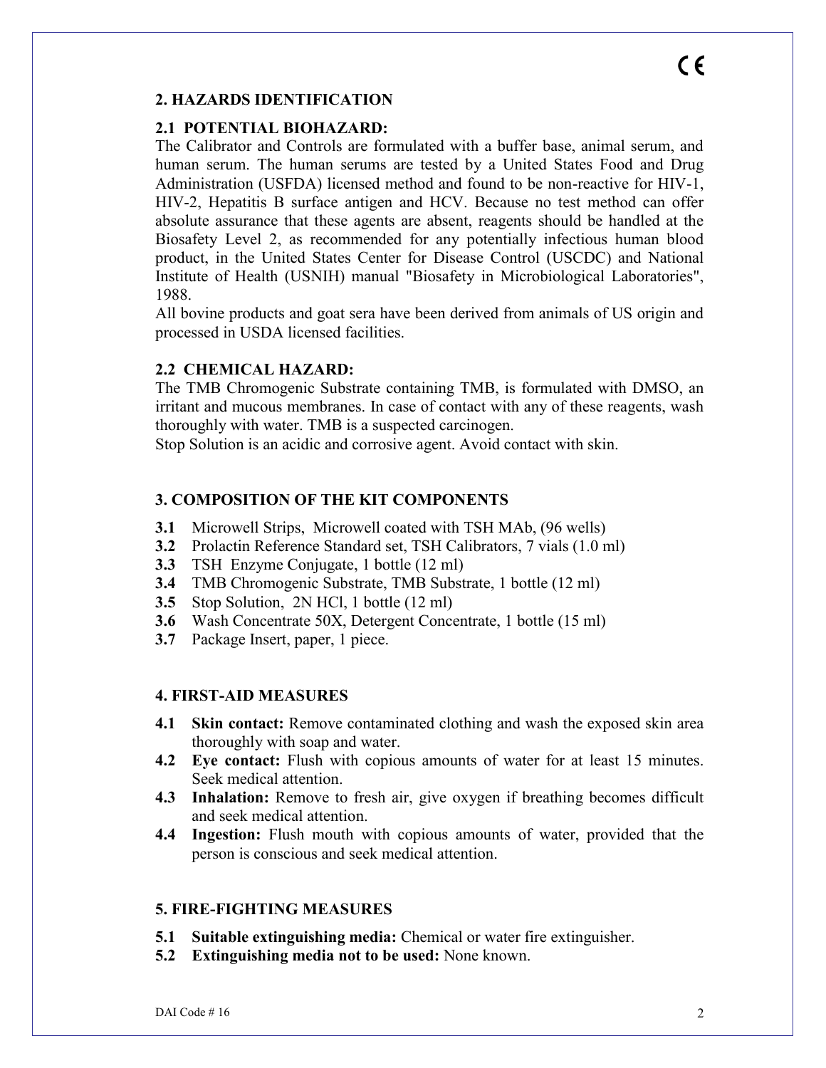## 2. HAZARDS IDENTIFICATION

### 2.1 POTENTIAL BIOHAZARD:

The Calibrator and Controls are formulated with a buffer base, animal serum, and human serum. The human serums are tested by a United States Food and Drug Administration (USFDA) licensed method and found to be non-reactive for HIV-1, HIV-2, Hepatitis B surface antigen and HCV. Because no test method can offer absolute assurance that these agents are absent, reagents should be handled at the Biosafety Level 2, as recommended for any potentially infectious human blood product, in the United States Center for Disease Control (USCDC) and National Institute of Health (USNIH) manual "Biosafety in Microbiological Laboratories", 1988.

All bovine products and goat sera have been derived from animals of US origin and processed in USDA licensed facilities.

### 2.2 CHEMICAL HAZARD:

The TMB Chromogenic Substrate containing TMB, is formulated with DMSO, an irritant and mucous membranes. In case of contact with any of these reagents, wash thoroughly with water. TMB is a suspected carcinogen.

Stop Solution is an acidic and corrosive agent. Avoid contact with skin.

## 3. COMPOSITION OF THE KIT COMPONENTS

**3.1** Microwell Strips, Microwell coated with TSH MAb, (96 wells)

**3.2** Prolactin Reference Standard set, TSH Calibrators, 7 vials (1.0 ml)

**3.3** TSH Enzyme Conjugate, 1 bottle (12 ml)

**3.4** TMB Chromogenic Substrate, TMB Substrate, 1 bottle (12 ml)

**3.5** Stop Solution, 2N HCl, 1 bottle (12 ml)

**3.6** Wash Concentrate 50X, Detergent Concentrate, 1 bottle (15 ml)

**3.7** Package Insert, paper, 1 piece.

## 4. FIRST-AID MEASURES

**4.1** **Skin contact:** Remove contaminated clothing and wash the exposed skin area thoroughly with soap and water.

**4.2** **Eye contact:** Flush with copious amounts of water for at least 15 minutes. Seek medical attention.

**4.3** **Inhalation:** Remove to fresh air, give oxygen if breathing becomes difficult and seek medical attention.

**4.4** **Ingestion:** Flush mouth with copious amounts of water, provided that the person is conscious and seek medical attention.

## 5. FIRE-FIGHTING MEASURES

**5.1** **Suitable extinguishing media:** Chemical or water fire extinguisher.

**5.2** **Extinguishing media not to be used:** None known.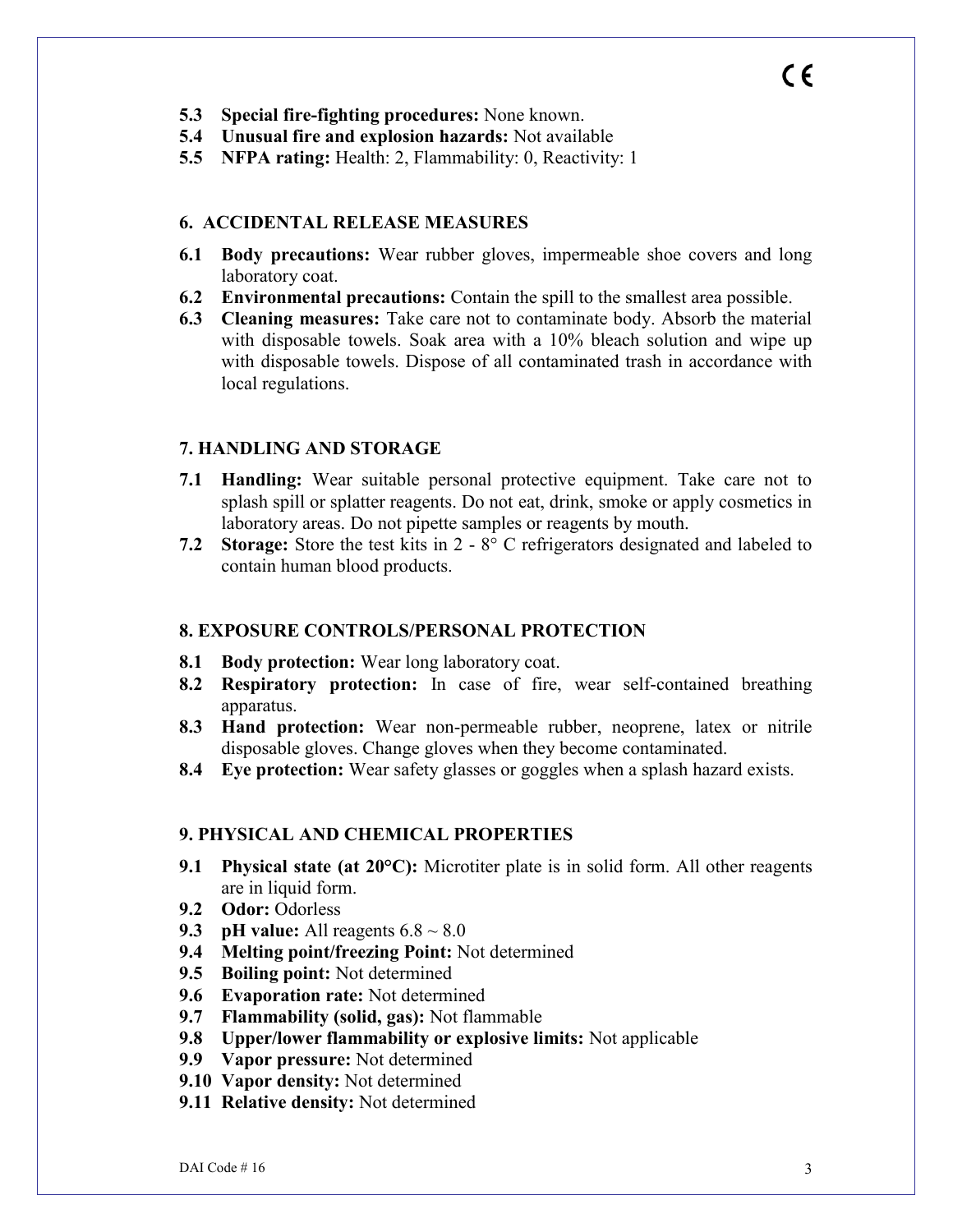**5.3 Special fire-fighting procedures:** None known.
**5.4 Unusual fire and explosion hazards:** Not available
**5.5 NFPA rating:** Health: 2, Flammability: 0, Reactivity: 1

## 6. ACCIDENTAL RELEASE MEASURES

**6.1 Body precautions:** Wear rubber gloves, impermeable shoe covers and long laboratory coat.
**6.2 Environmental precautions:** Contain the spill to the smallest area possible.
**6.3 Cleaning measures:** Take care not to contaminate body. Absorb the material with disposable towels. Soak area with a 10% bleach solution and wipe up with disposable towels. Dispose of all contaminated trash in accordance with local regulations.

## 7. HANDLING AND STORAGE

**7.1 Handling:** Wear suitable personal protective equipment. Take care not to splash spill or splatter reagents. Do not eat, drink, smoke or apply cosmetics in laboratory areas. Do not pipette samples or reagents by mouth.
**7.2 Storage:** Store the test kits in 2 - 8° C refrigerators designated and labeled to contain human blood products.

## 8. EXPOSURE CONTROLS/PERSONAL PROTECTION

**8.1 Body protection:** Wear long laboratory coat.
**8.2 Respiratory protection:** In case of fire, wear self-contained breathing apparatus.
**8.3 Hand protection:** Wear non-permeable rubber, neoprene, latex or nitrile disposable gloves. Change gloves when they become contaminated.
**8.4 Eye protection:** Wear safety glasses or goggles when a splash hazard exists.

## 9. PHYSICAL AND CHEMICAL PROPERTIES

**9.1 Physical state (at 20°C):** Microtiter plate is in solid form. All other reagents are in liquid form.
**9.2 Odor:** Odorless
**9.3 pH value:** All reagents 6.8 ~ 8.0
**9.4 Melting point/freezing Point:** Not determined
**9.5 Boiling point:** Not determined
**9.6 Evaporation rate:** Not determined
**9.7 Flammability (solid, gas):** Not flammable
**9.8 Upper/lower flammability or explosive limits:** Not applicable
**9.9 Vapor pressure:** Not determined
**9.10 Vapor density:** Not determined
**9.11 Relative density:** Not determined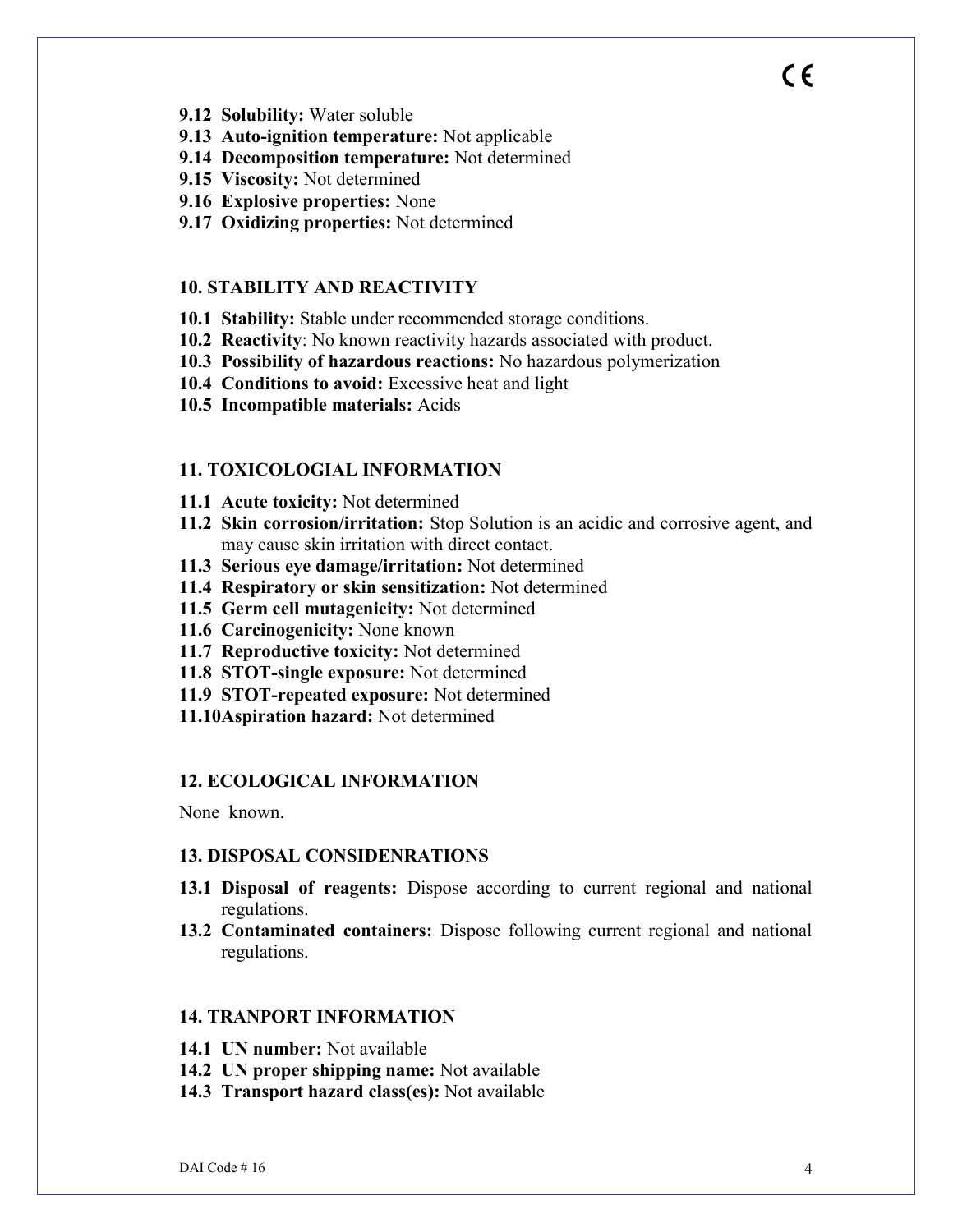**9.12 Solubility:** Water soluble
**9.13 Auto-ignition temperature:** Not applicable
**9.14 Decomposition temperature:** Not determined
**9.15 Viscosity:** Not determined
**9.16 Explosive properties:** None
**9.17 Oxidizing properties:** Not determined

## 10. STABILITY AND REACTIVITY

**10.1 Stability:** Stable under recommended storage conditions.
**10.2 Reactivity**: No known reactivity hazards associated with product.
**10.3 Possibility of hazardous reactions:** No hazardous polymerization
**10.4 Conditions to avoid:** Excessive heat and light
**10.5 Incompatible materials:** Acids

## 11. TOXICOLOGIAL INFORMATION

**11.1 Acute toxicity:** Not determined
**11.2 Skin corrosion/irritation:** Stop Solution is an acidic and corrosive agent, and may cause skin irritation with direct contact.
**11.3 Serious eye damage/irritation:** Not determined
**11.4 Respiratory or skin sensitization:** Not determined
**11.5 Germ cell mutagenicity:** Not determined
**11.6 Carcinogenicity:** None known
**11.7 Reproductive toxicity:** Not determined
**11.8 STOT-single exposure:** Not determined
**11.9 STOT-repeated exposure:** Not determined
**11.10 Aspiration hazard:** Not determined

## 12. ECOLOGICAL INFORMATION

None known.

## 13. DISPOSAL CONSIDENRATIONS

**13.1 Disposal of reagents:** Dispose according to current regional and national regulations.
**13.2 Contaminated containers:** Dispose following current regional and national regulations.

## 14. TRANPORT INFORMATION

**14.1 UN number:** Not available
**14.2 UN proper shipping name:** Not available
**14.3 Transport hazard class(es):** Not available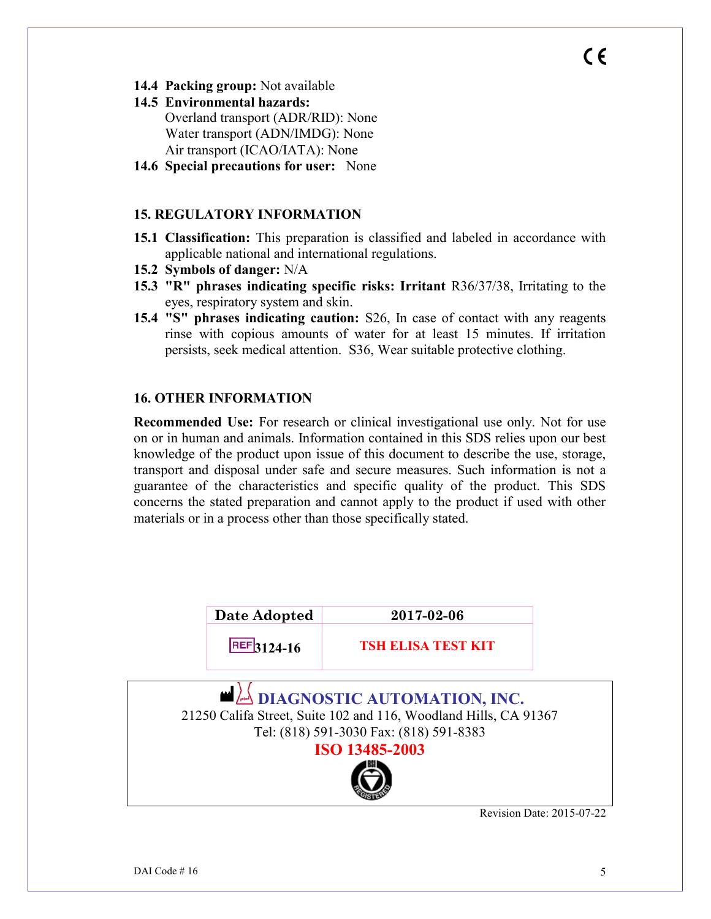**14.4 Packing group:** Not available

**14.5 Environmental hazards:**

Overland transport (ADR/RID): None

Water transport (ADN/IMDG): None

Air transport (ICAO/IATA): None

**14.6 Special precautions for user:** None

## 15. REGULATORY INFORMATION

**15.1 Classification:** This preparation is classified and labeled in accordance with applicable national and international regulations.

**15.2 Symbols of danger:** N/A

**15.3 "R" phrases indicating specific risks: Irritant** R36/37/38, Irritating to the eyes, respiratory system and skin.

**15.4 "S" phrases indicating caution:** S26, In case of contact with any reagents rinse with copious amounts of water for at least 15 minutes. If irritation persists, seek medical attention. S36, Wear suitable protective clothing.

## 16. OTHER INFORMATION

**Recommended Use:** For research or clinical investigational use only. Not for use on or in human and animals. Information contained in this SDS relies upon our best knowledge of the product upon issue of this document to describe the use, storage, transport and disposal under safe and secure measures. Such information is not a guarantee of the characteristics and specific quality of the product. This SDS concerns the stated preparation and cannot apply to the product if used with other materials or in a process other than those specifically stated.

| Date Adopted | 2017-02-06 |
|---|---|
| REF 3124-16 | TSH ELISA TEST KIT |

**DIAGNOSTIC AUTOMATION, INC.**

21250 Califa Street, Suite 102 and 116, Woodland Hills, CA 91367

Tel: (818) 591-3030 Fax: (818) 591-8383

**ISO 13485-2003**

Revision Date: 2015-07-22

DAI Code # 16